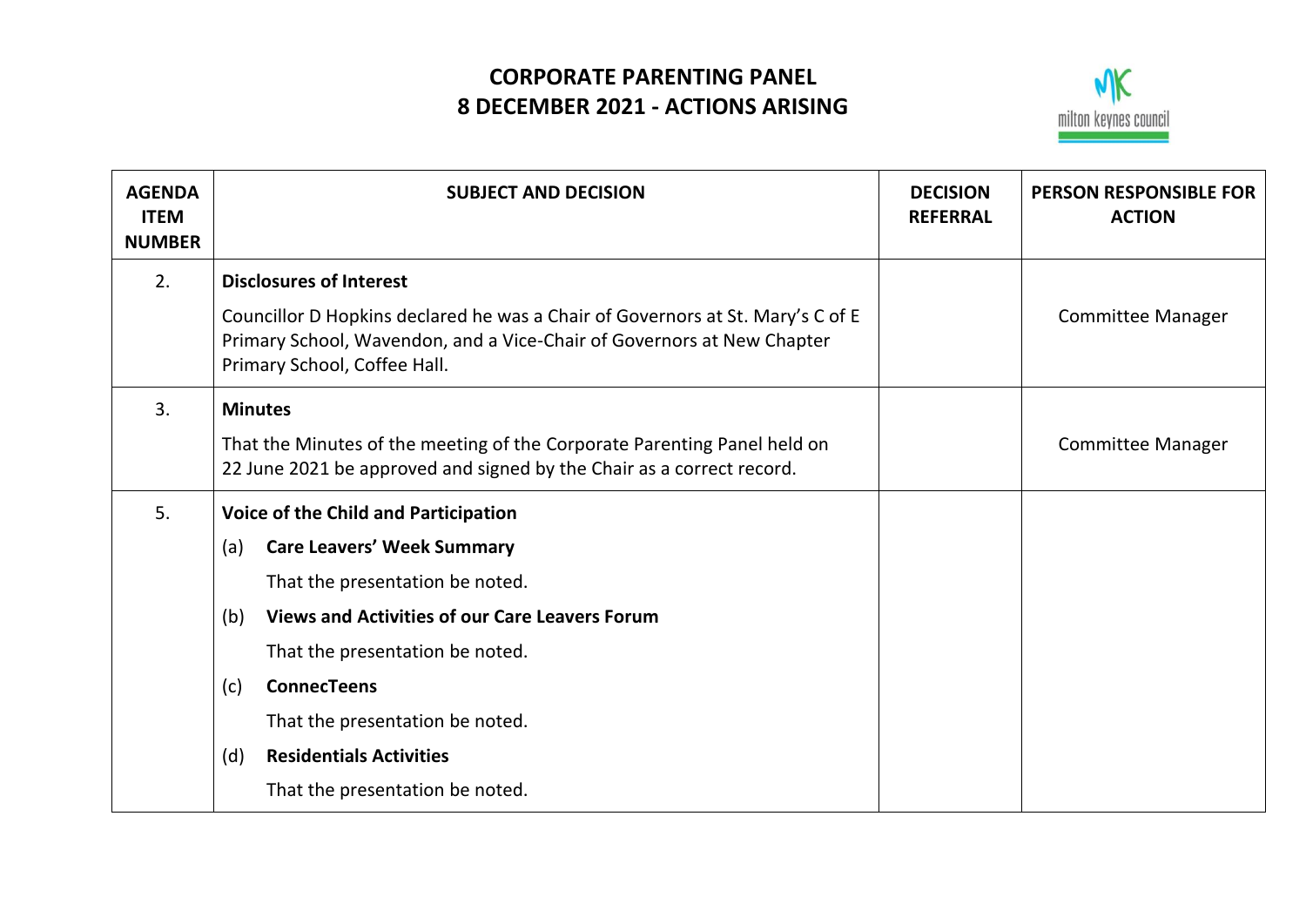# CORPORATE PARENTING PANEL
# 8 DECEMBER 2021 - ACTIONS ARISING

| AGENDA ITEM NUMBER | SUBJECT AND DECISION | DECISION REFERRAL | PERSON RESPONSIBLE FOR ACTION |
|---|---|---|---|
| 2. | **Disclosures of Interest**<br><br>Councillor D Hopkins declared he was a Chair of Governors at St. Mary's C of E Primary School, Wavendon, and a Vice-Chair of Governors at New Chapter Primary School, Coffee Hall. | | Committee Manager |
| 3. | **Minutes**<br><br>That the Minutes of the meeting of the Corporate Parenting Panel held on 22 June 2021 be approved and signed by the Chair as a correct record. | | Committee Manager |
| 5. | **Voice of the Child and Participation**<br><br>(a) **Care Leavers' Week Summary**<br>That the presentation be noted.<br><br>(b) **Views and Activities of our Care Leavers Forum**<br>That the presentation be noted.<br><br>(c) **ConnecTeens**<br>That the presentation be noted.<br><br>(d) **Residentials Activities**<br>That the presentation be noted. | | |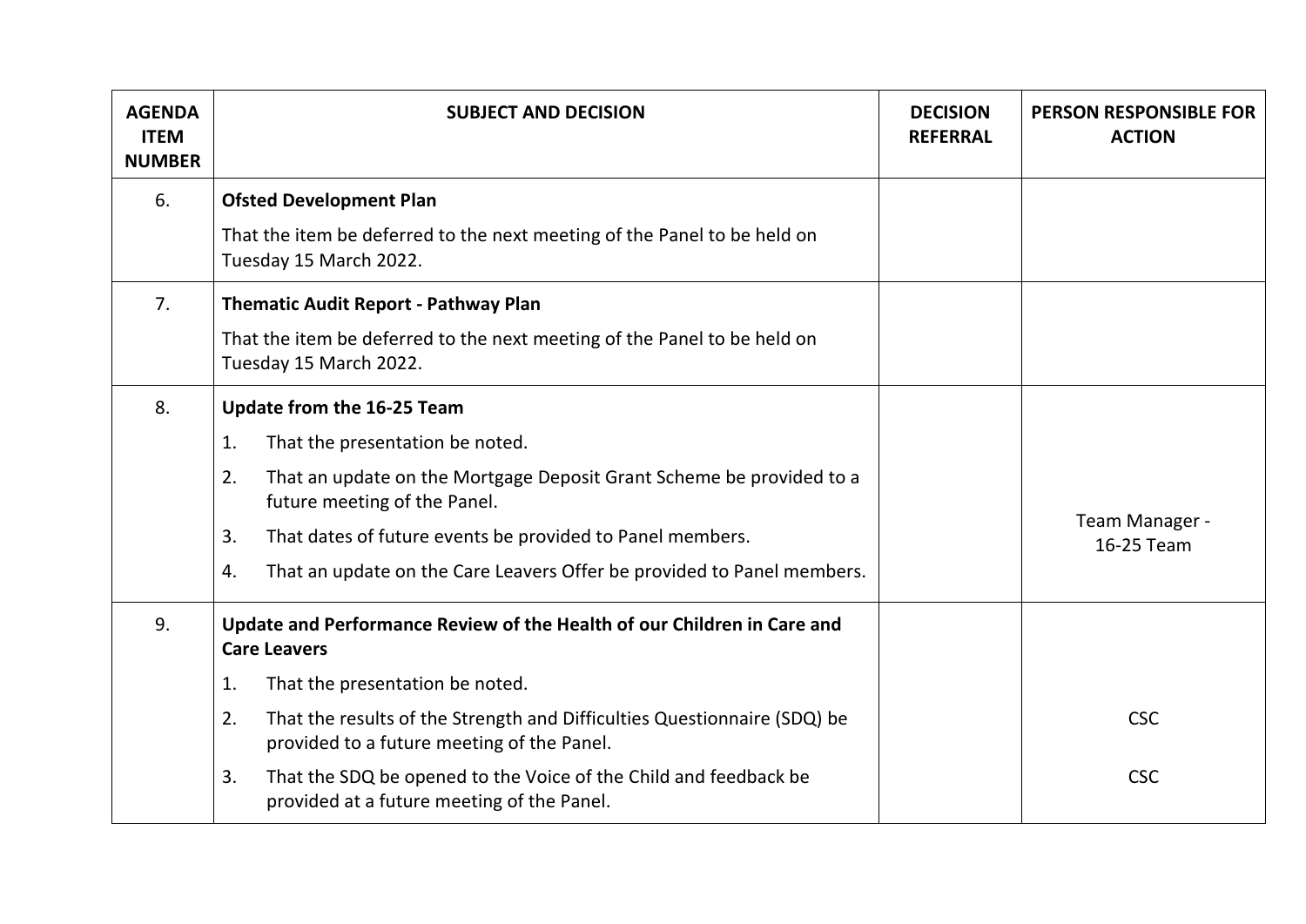| AGENDA ITEM NUMBER | SUBJECT AND DECISION | DECISION REFERRAL | PERSON RESPONSIBLE FOR ACTION |
|---|---|---|---|
| 6. | **Ofsted Development Plan**<br>That the item be deferred to the next meeting of the Panel to be held on Tuesday 15 March 2022. | | |
| 7. | **Thematic Audit Report - Pathway Plan**<br>That the item be deferred to the next meeting of the Panel to be held on Tuesday 15 March 2022. | | |
| 8. | **Update from the 16-25 Team**<br>1. That the presentation be noted.<br>2. That an update on the Mortgage Deposit Grant Scheme be provided to a future meeting of the Panel.<br>3. That dates of future events be provided to Panel members.<br>4. That an update on the Care Leavers Offer be provided to Panel members. | | Team Manager - 16-25 Team |
| 9. | **Update and Performance Review of the Health of our Children in Care and Care Leavers**<br>1. That the presentation be noted.<br>2. That the results of the Strength and Difficulties Questionnaire (SDQ) be provided to a future meeting of the Panel.<br>3. That the SDQ be opened to the Voice of the Child and feedback be provided at a future meeting of the Panel. | | CSC<br>CSC |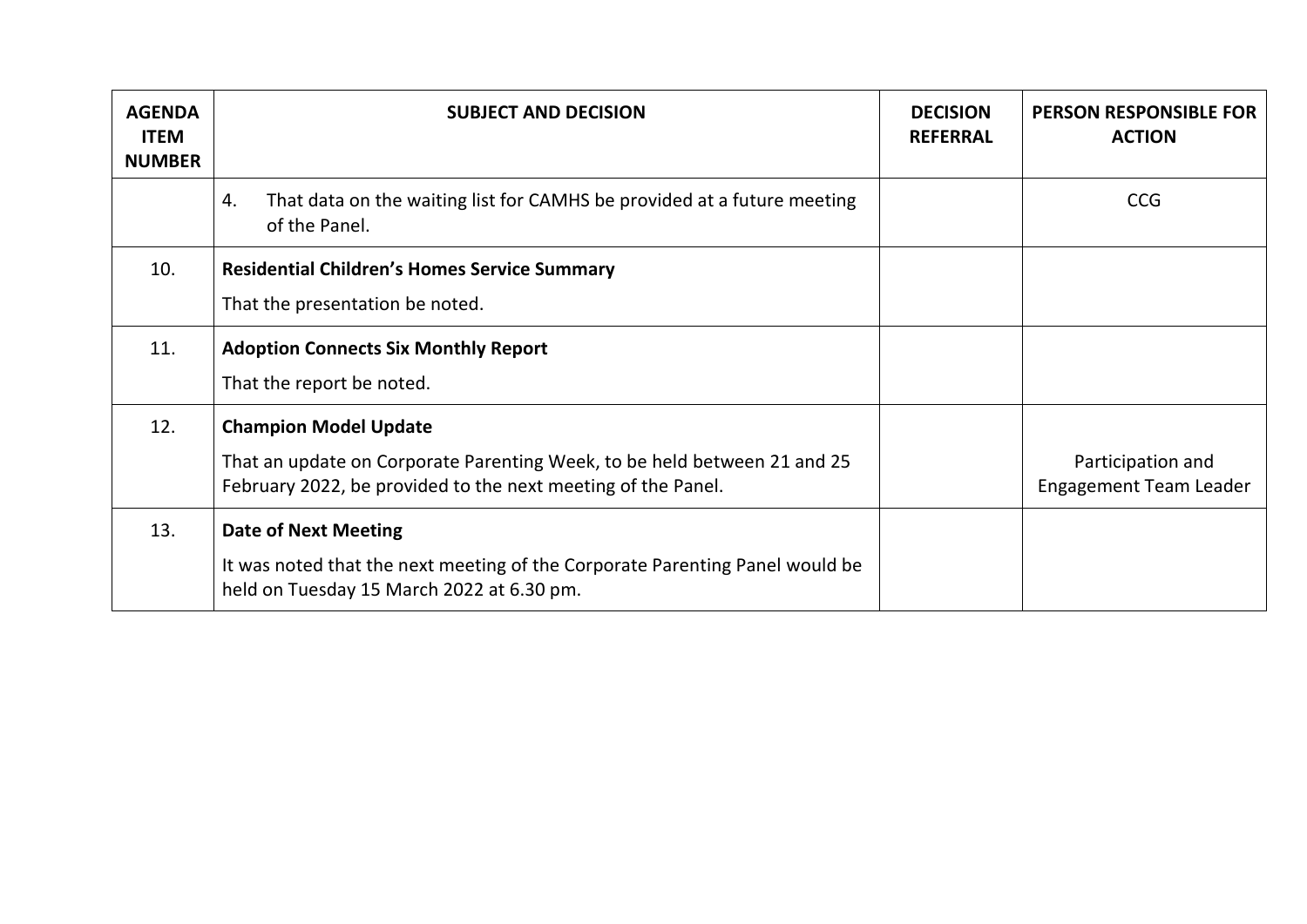| AGENDA ITEM NUMBER | SUBJECT AND DECISION | DECISION REFERRAL | PERSON RESPONSIBLE FOR ACTION |
|---|---|---|---|
| | 4. That data on the waiting list for CAMHS be provided at a future meeting of the Panel. | | CCG |
| 10. | **Residential Children's Homes Service Summary**<br><br>That the presentation be noted. | | |
| 11. | **Adoption Connects Six Monthly Report**<br><br>That the report be noted. | | |
| 12. | **Champion Model Update**<br><br>That an update on Corporate Parenting Week, to be held between 21 and 25 February 2022, be provided to the next meeting of the Panel. | | Participation and Engagement Team Leader |
| 13. | **Date of Next Meeting**<br><br>It was noted that the next meeting of the Corporate Parenting Panel would be held on Tuesday 15 March 2022 at 6.30 pm. | | |